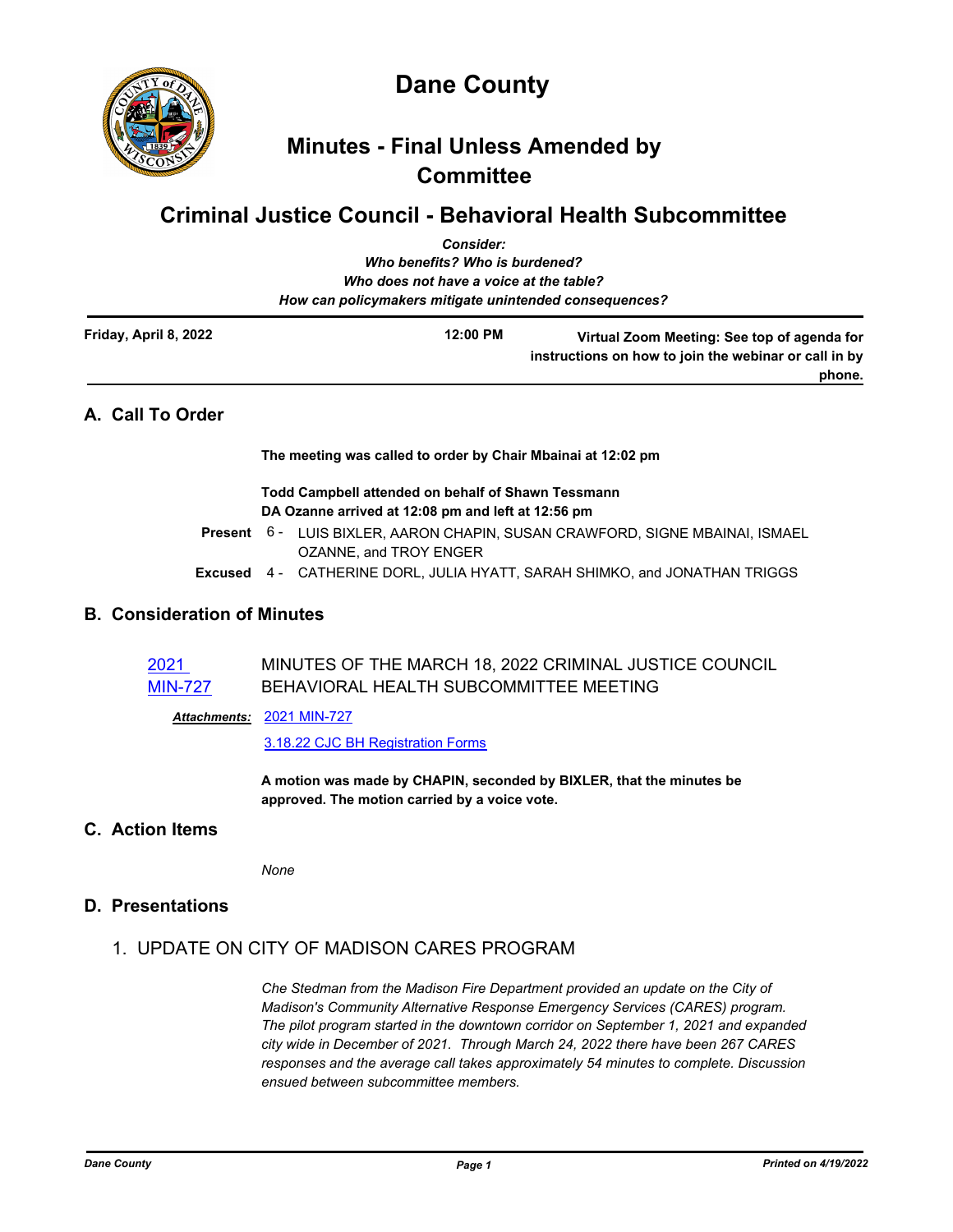# Dane County

## Minutes - Final Unless Amended by Committee

## Criminal Justice Council - Behavioral Health Subcommittee

*Consider:*
*Who benefits? Who is burdened?*
*Who does not have a voice at the table?*
*How can policymakers mitigate unintended consequences?*

| Friday, April 8, 2022 | 12:00 PM | Virtual Zoom Meeting: See top of agenda for instructions on how to join the webinar or call in by phone. |
|---|---|---|

## A. Call To Order

**The meeting was called to order by Chair Mbainai at 12:02 pm**

**Todd Campbell attended on behalf of Shawn Tessmann**
**DA Ozanne arrived at 12:08 pm and left at 12:56 pm**

**Present** 6 - LUIS BIXLER, AARON CHAPIN, SUSAN CRAWFORD, SIGNE MBAINAI, ISMAEL OZANNE, and TROY ENGER

**Excused** 4 - CATHERINE DORL, JULIA HYATT, SARAH SHIMKO, and JONATHAN TRIGGS

## B. Consideration of Minutes

2021 MIN-727 — MINUTES OF THE MARCH 18, 2022 CRIMINAL JUSTICE COUNCIL BEHAVIORAL HEALTH SUBCOMMITTEE MEETING

***Attachments:*** 2021 MIN-727
3.18.22 CJC BH Registration Forms

**A motion was made by CHAPIN, seconded by BIXLER, that the minutes be approved. The motion carried by a voice vote.**

## C. Action Items

*None*

## D. Presentations

### 1. UPDATE ON CITY OF MADISON CARES PROGRAM

*Che Stedman from the Madison Fire Department provided an update on the City of Madison's Community Alternative Response Emergency Services (CARES) program. The pilot program started in the downtown corridor on September 1, 2021 and expanded city wide in December of 2021. Through March 24, 2022 there have been 267 CARES responses and the average call takes approximately 54 minutes to complete. Discussion ensued between subcommittee members.*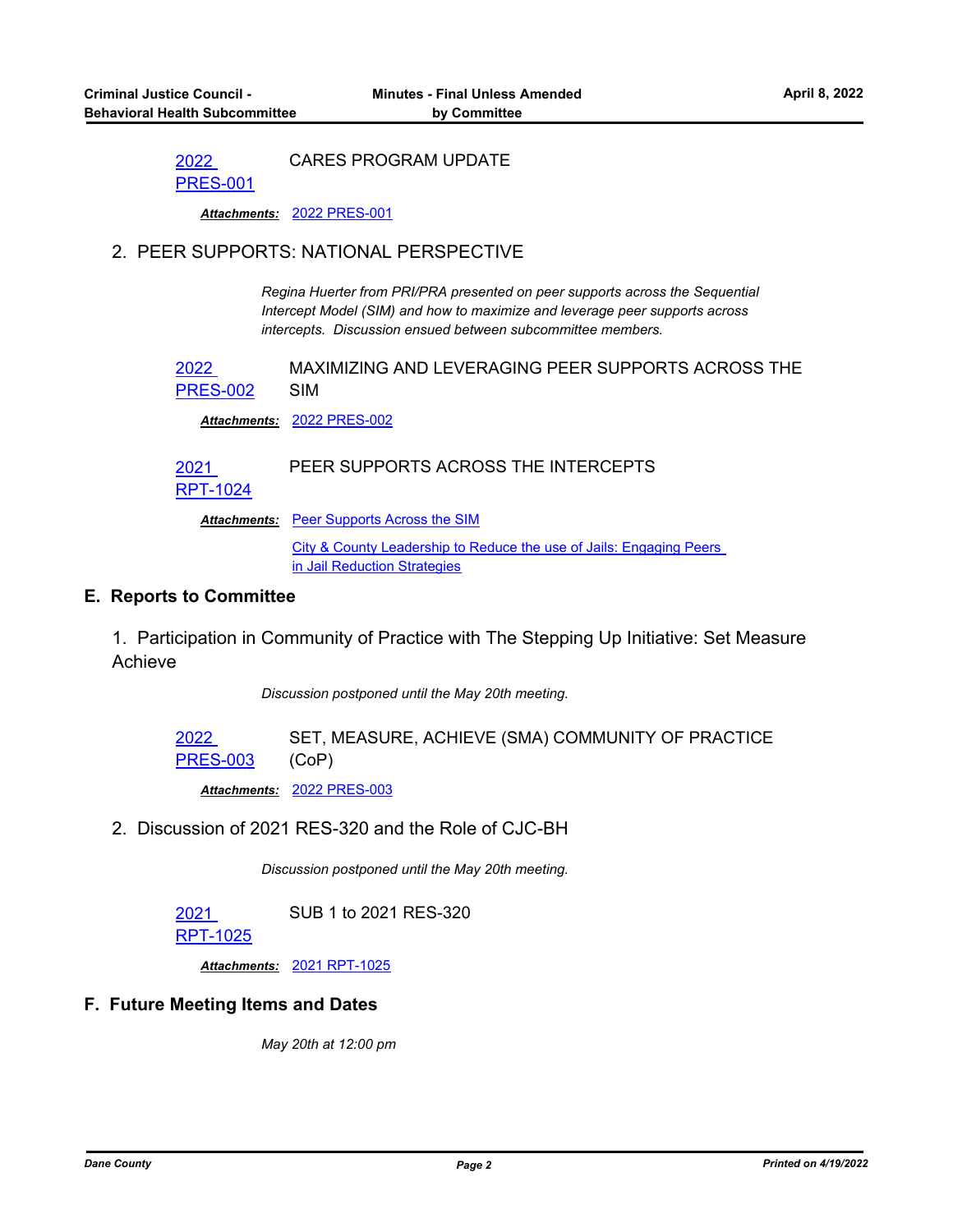2022 PRES-001 — CARES PROGRAM UPDATE

***Attachments:*** 2022 PRES-001

2. PEER SUPPORTS: NATIONAL PERSPECTIVE

*Regina Huerter from PRI/PRA presented on peer supports across the Sequential Intercept Model (SIM) and how to maximize and leverage peer supports across intercepts. Discussion ensued between subcommittee members.*

2022 PRES-002 — MAXIMIZING AND LEVERAGING PEER SUPPORTS ACROSS THE SIM

***Attachments:*** 2022 PRES-002

2021 RPT-1024 — PEER SUPPORTS ACROSS THE INTERCEPTS

***Attachments:*** Peer Supports Across the SIM

City & County Leadership to Reduce the use of Jails: Engaging Peers in Jail Reduction Strategies

## E. Reports to Committee

1. Participation in Community of Practice with The Stepping Up Initiative: Set Measure Achieve

*Discussion postponed until the May 20th meeting.*

2022 PRES-003 — SET, MEASURE, ACHIEVE (SMA) COMMUNITY OF PRACTICE (CoP)

***Attachments:*** 2022 PRES-003

2. Discussion of 2021 RES-320 and the Role of CJC-BH

*Discussion postponed until the May 20th meeting.*

2021 RPT-1025 — SUB 1 to 2021 RES-320

***Attachments:*** 2021 RPT-1025

## F. Future Meeting Items and Dates

*May 20th at 12:00 pm*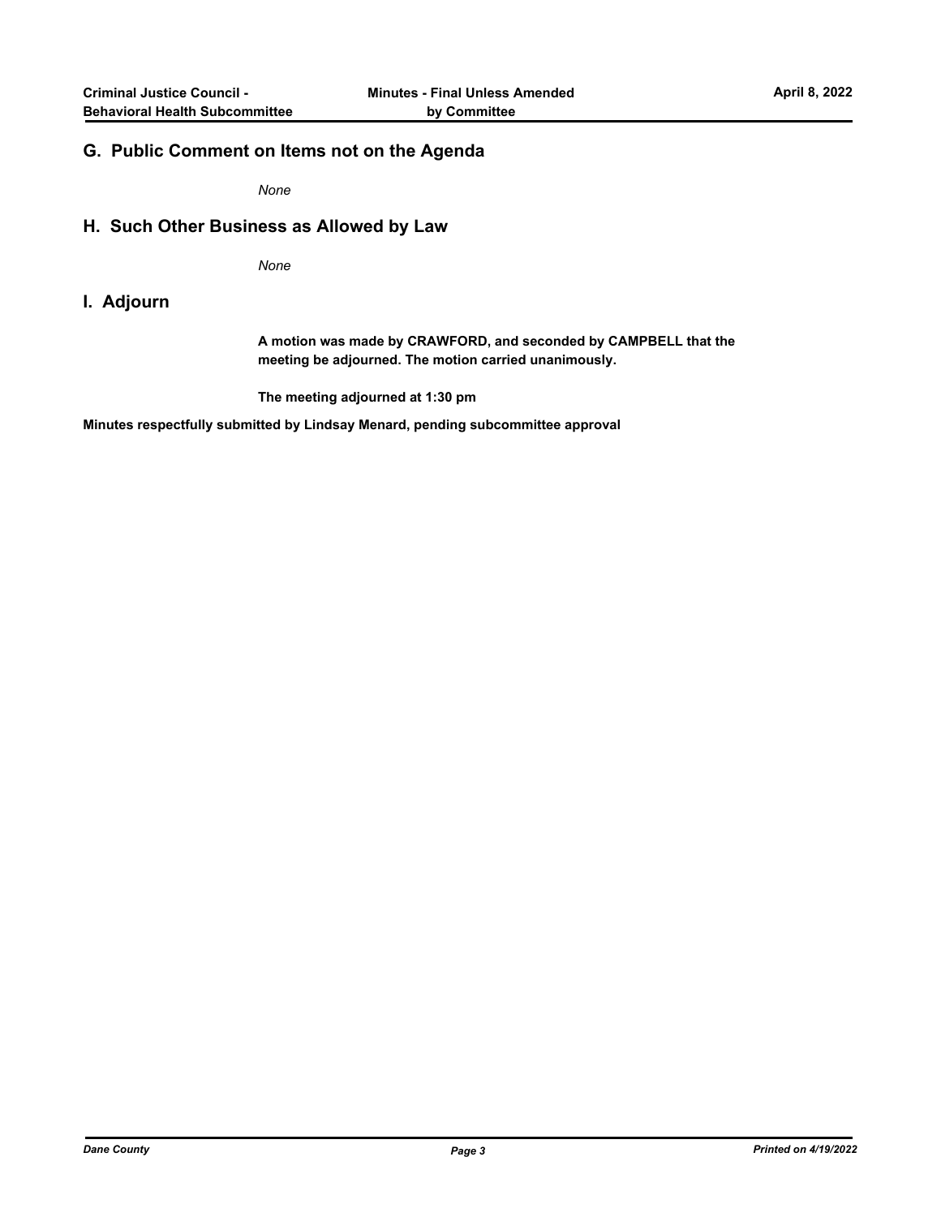## G. Public Comment on Items not on the Agenda

*None*

## H. Such Other Business as Allowed by Law

*None*

## I. Adjourn

**A motion was made by CRAWFORD, and seconded by CAMPBELL that the meeting be adjourned. The motion carried unanimously.**

**The meeting adjourned at 1:30 pm**

**Minutes respectfully submitted by Lindsay Menard, pending subcommittee approval**